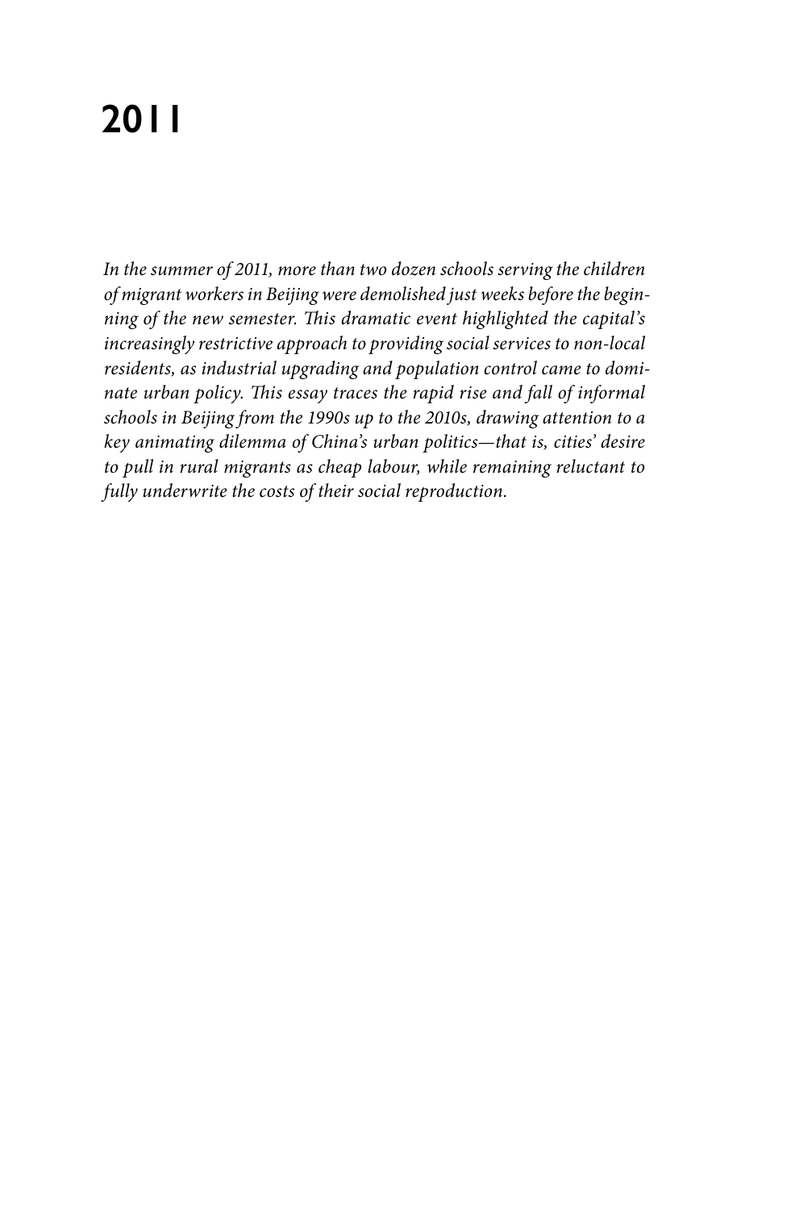# 2011

*In the summer of 2011, more than two dozen schools serving the children of migrant workers in Beijing were demolished just weeks before the beginning of the new semester. This dramatic event highlighted the capital's increasingly restrictive approach to providing social services to non-local residents, as industrial upgrading and population control came to dominate urban policy. This essay traces the rapid rise and fall of informal schools in Beijing from the 1990s up to the 2010s, drawing attention to a key animating dilemma of China's urban politics—that is, cities' desire to pull in rural migrants as cheap labour, while remaining reluctant to fully underwrite the costs of their social reproduction.*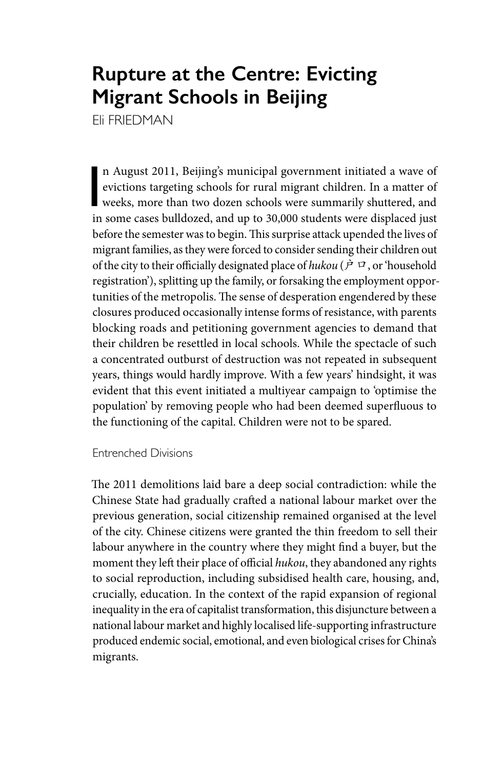# Rupture at the Centre: Evicting Migrant Schools in Beijing

Eli FRIEDMAN

In August 2011, Beijing's municipal government initiated a wave of evictions targeting schools for rural migrant children. In a matter of weeks, more than two dozen schools were summarily shuttered, and in some cases bulldozed, and up to 30,000 students were displaced just before the semester was to begin. This surprise attack upended the lives of migrant families, as they were forced to consider sending their children out of the city to their officially designated place of *hukou* (户口, or 'household registration'), splitting up the family, or forsaking the employment opportunities of the metropolis. The sense of desperation engendered by these closures produced occasionally intense forms of resistance, with parents blocking roads and petitioning government agencies to demand that their children be resettled in local schools. While the spectacle of such a concentrated outburst of destruction was not repeated in subsequent years, things would hardly improve. With a few years' hindsight, it was evident that this event initiated a multiyear campaign to 'optimise the population' by removing people who had been deemed superfluous to the functioning of the capital. Children were not to be spared.

## Entrenched Divisions

The 2011 demolitions laid bare a deep social contradiction: while the Chinese State had gradually crafted a national labour market over the previous generation, social citizenship remained organised at the level of the city. Chinese citizens were granted the thin freedom to sell their labour anywhere in the country where they might find a buyer, but the moment they left their place of official *hukou*, they abandoned any rights to social reproduction, including subsidised health care, housing, and, crucially, education. In the context of the rapid expansion of regional inequality in the era of capitalist transformation, this disjuncture between a national labour market and highly localised life-supporting infrastructure produced endemic social, emotional, and even biological crises for China's migrants.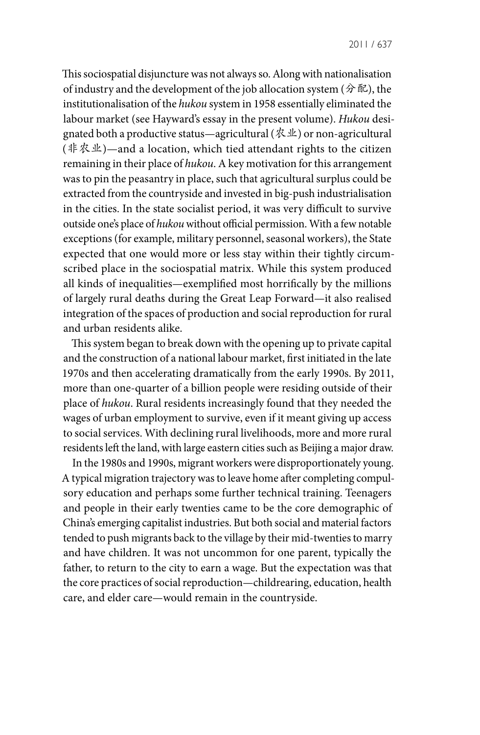This sociospatial disjuncture was not always so. Along with nationalisation of industry and the development of the job allocation system (分配), the institutionalisation of the *hukou* system in 1958 essentially eliminated the labour market (see Hayward's essay in the present volume). *Hukou* designated both a productive status—agricultural (农业) or non-agricultural (非农业)—and a location, which tied attendant rights to the citizen remaining in their place of *hukou*. A key motivation for this arrangement was to pin the peasantry in place, such that agricultural surplus could be extracted from the countryside and invested in big-push industrialisation in the cities. In the state socialist period, it was very difficult to survive outside one's place of *hukou* without official permission. With a few notable exceptions (for example, military personnel, seasonal workers), the State expected that one would more or less stay within their tightly circumscribed place in the sociospatial matrix. While this system produced all kinds of inequalities—exemplified most horrifically by the millions of largely rural deaths during the Great Leap Forward—it also realised integration of the spaces of production and social reproduction for rural and urban residents alike.

This system began to break down with the opening up to private capital and the construction of a national labour market, first initiated in the late 1970s and then accelerating dramatically from the early 1990s. By 2011, more than one-quarter of a billion people were residing outside of their place of *hukou*. Rural residents increasingly found that they needed the wages of urban employment to survive, even if it meant giving up access to social services. With declining rural livelihoods, more and more rural residents left the land, with large eastern cities such as Beijing a major draw.

In the 1980s and 1990s, migrant workers were disproportionately young. A typical migration trajectory was to leave home after completing compulsory education and perhaps some further technical training. Teenagers and people in their early twenties came to be the core demographic of China's emerging capitalist industries. But both social and material factors tended to push migrants back to the village by their mid-twenties to marry and have children. It was not uncommon for one parent, typically the father, to return to the city to earn a wage. But the expectation was that the core practices of social reproduction—childrearing, education, health care, and elder care—would remain in the countryside.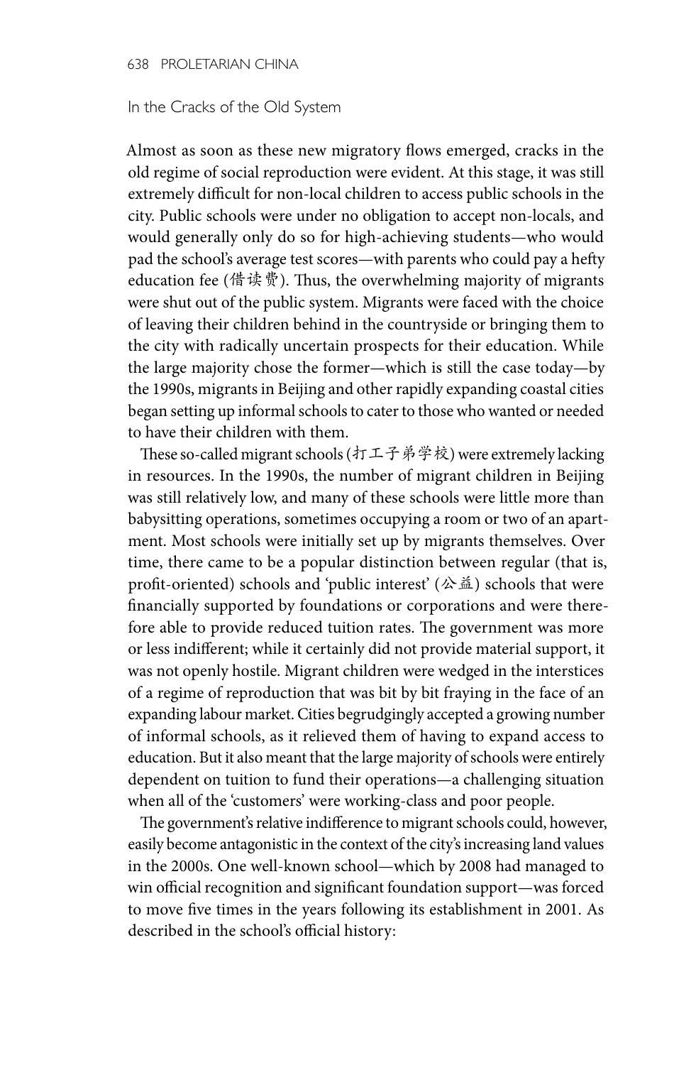## In the Cracks of the Old System

Almost as soon as these new migratory flows emerged, cracks in the old regime of social reproduction were evident. At this stage, it was still extremely difficult for non-local children to access public schools in the city. Public schools were under no obligation to accept non-locals, and would generally only do so for high-achieving students—who would pad the school's average test scores—with parents who could pay a hefty education fee (借读费). Thus, the overwhelming majority of migrants were shut out of the public system. Migrants were faced with the choice of leaving their children behind in the countryside or bringing them to the city with radically uncertain prospects for their education. While the large majority chose the former—which is still the case today—by the 1990s, migrants in Beijing and other rapidly expanding coastal cities began setting up informal schools to cater to those who wanted or needed to have their children with them.

These so-called migrant schools (打工子弟学校) were extremely lacking in resources. In the 1990s, the number of migrant children in Beijing was still relatively low, and many of these schools were little more than babysitting operations, sometimes occupying a room or two of an apartment. Most schools were initially set up by migrants themselves. Over time, there came to be a popular distinction between regular (that is, profit-oriented) schools and 'public interest' (公益) schools that were financially supported by foundations or corporations and were therefore able to provide reduced tuition rates. The government was more or less indifferent; while it certainly did not provide material support, it was not openly hostile. Migrant children were wedged in the interstices of a regime of reproduction that was bit by bit fraying in the face of an expanding labour market. Cities begrudgingly accepted a growing number of informal schools, as it relieved them of having to expand access to education. But it also meant that the large majority of schools were entirely dependent on tuition to fund their operations—a challenging situation when all of the 'customers' were working-class and poor people.

The government's relative indifference to migrant schools could, however, easily become antagonistic in the context of the city's increasing land values in the 2000s. One well-known school—which by 2008 had managed to win official recognition and significant foundation support—was forced to move five times in the years following its establishment in 2001. As described in the school's official history: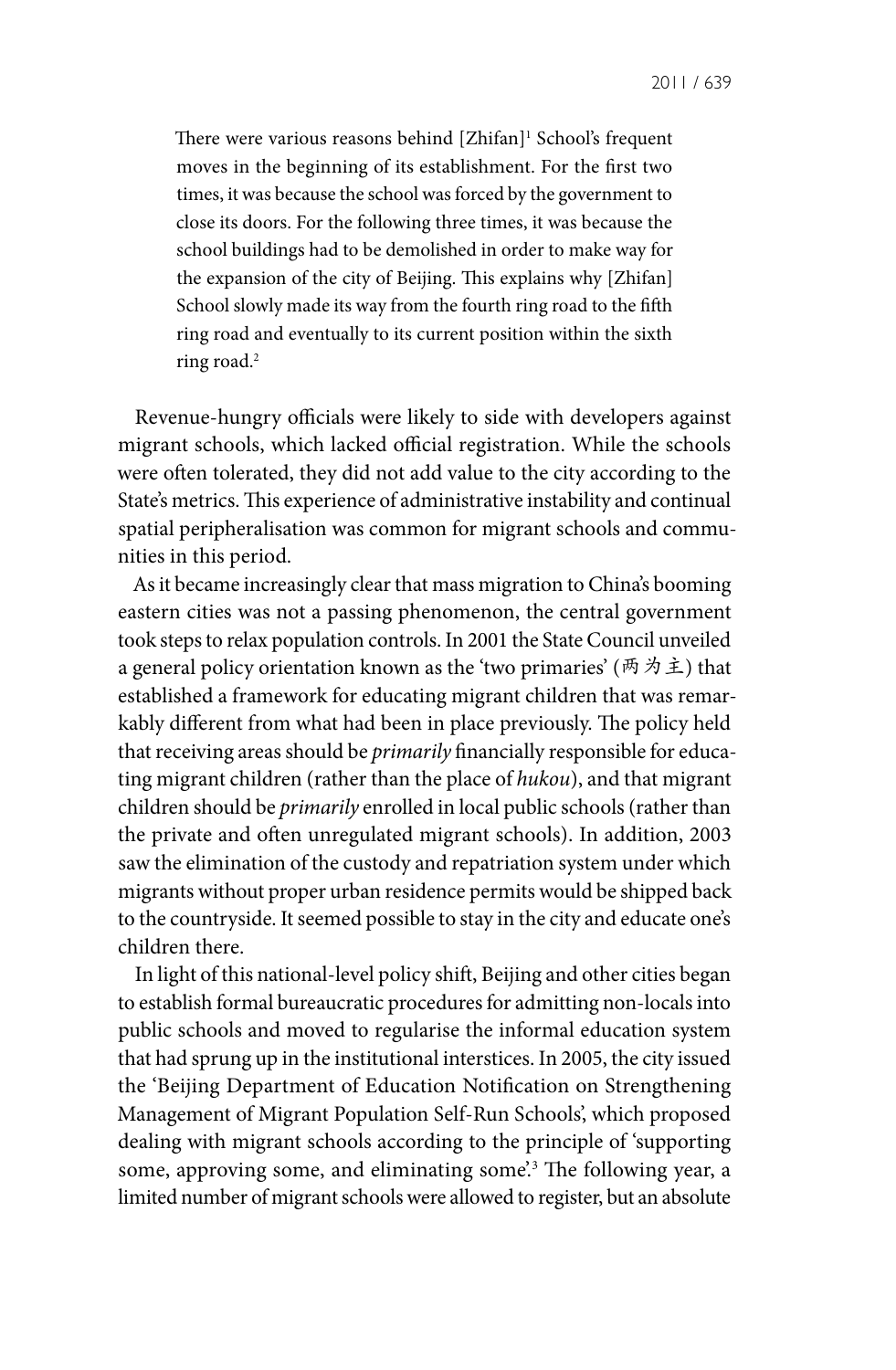> There were various reasons behind [Zhifan][1] School's frequent moves in the beginning of its establishment. For the first two times, it was because the school was forced by the government to close its doors. For the following three times, it was because the school buildings had to be demolished in order to make way for the expansion of the city of Beijing. This explains why [Zhifan] School slowly made its way from the fourth ring road to the fifth ring road and eventually to its current position within the sixth ring road.[2]

Revenue-hungry officials were likely to side with developers against migrant schools, which lacked official registration. While the schools were often tolerated, they did not add value to the city according to the State's metrics. This experience of administrative instability and continual spatial peripheralisation was common for migrant schools and communities in this period.

As it became increasingly clear that mass migration to China's booming eastern cities was not a passing phenomenon, the central government took steps to relax population controls. In 2001 the State Council unveiled a general policy orientation known as the 'two primaries' (两为主) that established a framework for educating migrant children that was remarkably different from what had been in place previously. The policy held that receiving areas should be *primarily* financially responsible for educating migrant children (rather than the place of *hukou*), and that migrant children should be *primarily* enrolled in local public schools (rather than the private and often unregulated migrant schools). In addition, 2003 saw the elimination of the custody and repatriation system under which migrants without proper urban residence permits would be shipped back to the countryside. It seemed possible to stay in the city and educate one's children there.

In light of this national-level policy shift, Beijing and other cities began to establish formal bureaucratic procedures for admitting non-locals into public schools and moved to regularise the informal education system that had sprung up in the institutional interstices. In 2005, the city issued the 'Beijing Department of Education Notification on Strengthening Management of Migrant Population Self-Run Schools', which proposed dealing with migrant schools according to the principle of 'supporting some, approving some, and eliminating some'.[3] The following year, a limited number of migrant schools were allowed to register, but an absolute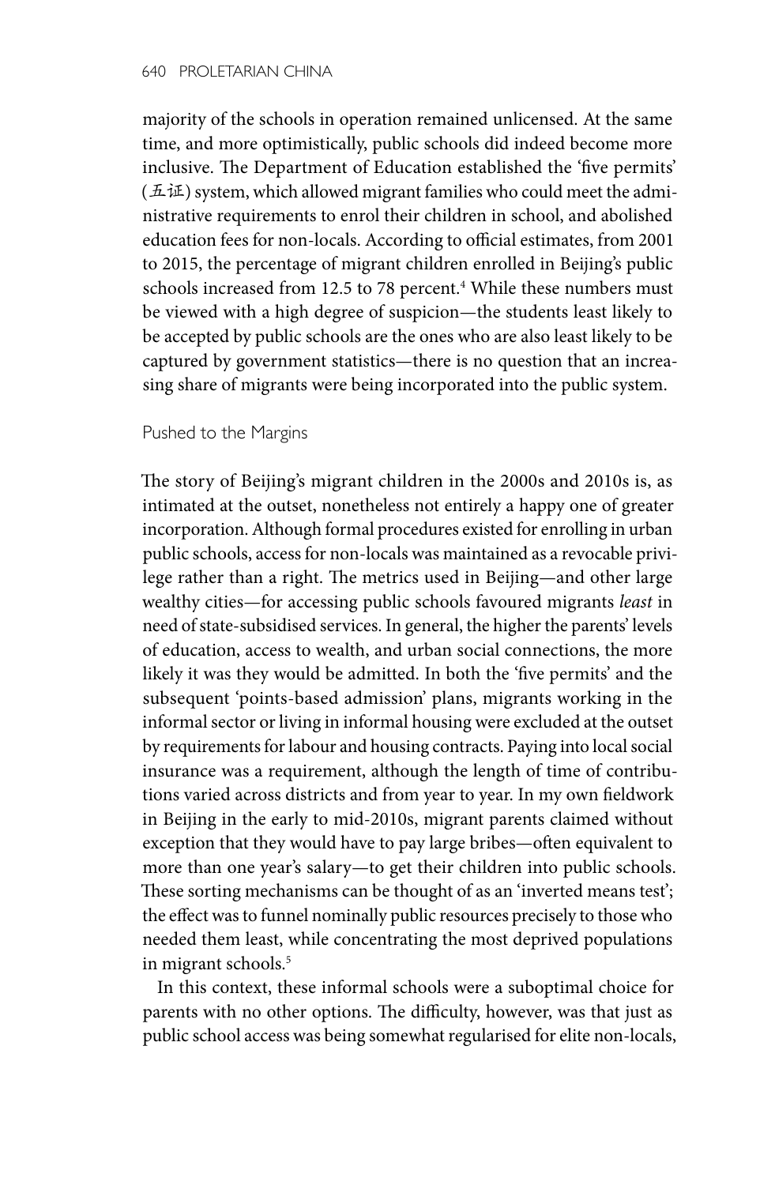majority of the schools in operation remained unlicensed. At the same time, and more optimistically, public schools did indeed become more inclusive. The Department of Education established the 'five permits' (五证) system, which allowed migrant families who could meet the administrative requirements to enrol their children in school, and abolished education fees for non-locals. According to official estimates, from 2001 to 2015, the percentage of migrant children enrolled in Beijing's public schools increased from 12.5 to 78 percent.[4] While these numbers must be viewed with a high degree of suspicion—the students least likely to be accepted by public schools are the ones who are also least likely to be captured by government statistics—there is no question that an increasing share of migrants were being incorporated into the public system.

## Pushed to the Margins

The story of Beijing's migrant children in the 2000s and 2010s is, as intimated at the outset, nonetheless not entirely a happy one of greater incorporation. Although formal procedures existed for enrolling in urban public schools, access for non-locals was maintained as a revocable privilege rather than a right. The metrics used in Beijing—and other large wealthy cities—for accessing public schools favoured migrants *least* in need of state-subsidised services. In general, the higher the parents' levels of education, access to wealth, and urban social connections, the more likely it was they would be admitted. In both the 'five permits' and the subsequent 'points-based admission' plans, migrants working in the informal sector or living in informal housing were excluded at the outset by requirements for labour and housing contracts. Paying into local social insurance was a requirement, although the length of time of contributions varied across districts and from year to year. In my own fieldwork in Beijing in the early to mid-2010s, migrant parents claimed without exception that they would have to pay large bribes—often equivalent to more than one year's salary—to get their children into public schools. These sorting mechanisms can be thought of as an 'inverted means test'; the effect was to funnel nominally public resources precisely to those who needed them least, while concentrating the most deprived populations in migrant schools.[5]

In this context, these informal schools were a suboptimal choice for parents with no other options. The difficulty, however, was that just as public school access was being somewhat regularised for elite non-locals,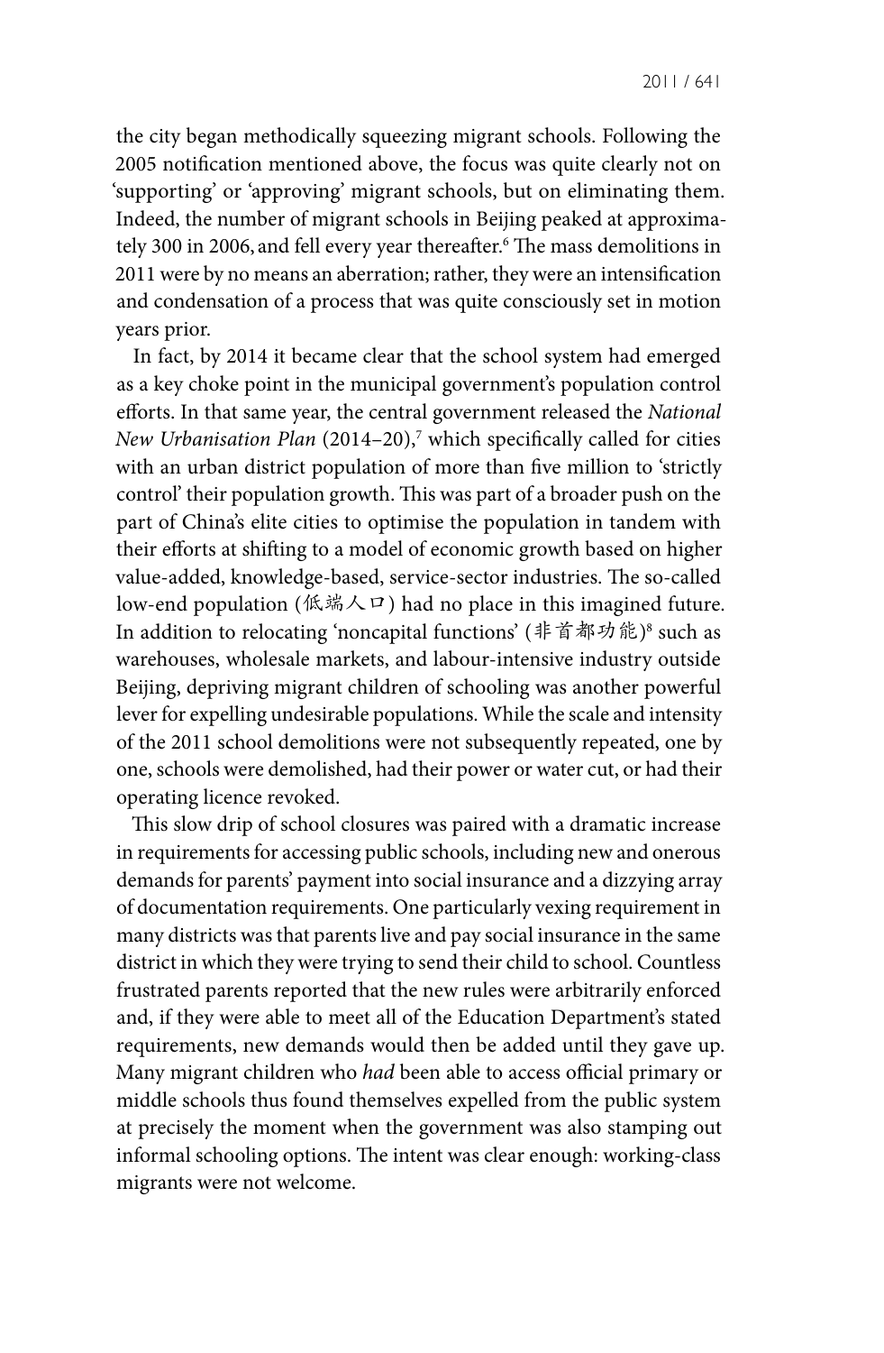the city began methodically squeezing migrant schools. Following the 2005 notification mentioned above, the focus was quite clearly not on 'supporting' or 'approving' migrant schools, but on eliminating them. Indeed, the number of migrant schools in Beijing peaked at approximately 300 in 2006, and fell every year thereafter.[6] The mass demolitions in 2011 were by no means an aberration; rather, they were an intensification and condensation of a process that was quite consciously set in motion years prior.

In fact, by 2014 it became clear that the school system had emerged as a key choke point in the municipal government's population control efforts. In that same year, the central government released the *National New Urbanisation Plan* (2014–20),[7] which specifically called for cities with an urban district population of more than five million to 'strictly control' their population growth. This was part of a broader push on the part of China's elite cities to optimise the population in tandem with their efforts at shifting to a model of economic growth based on higher value-added, knowledge-based, service-sector industries. The so-called low-end population (低端人口) had no place in this imagined future. In addition to relocating 'noncapital functions' (非首都功能)[8] such as warehouses, wholesale markets, and labour-intensive industry outside Beijing, depriving migrant children of schooling was another powerful lever for expelling undesirable populations. While the scale and intensity of the 2011 school demolitions were not subsequently repeated, one by one, schools were demolished, had their power or water cut, or had their operating licence revoked.

This slow drip of school closures was paired with a dramatic increase in requirements for accessing public schools, including new and onerous demands for parents' payment into social insurance and a dizzying array of documentation requirements. One particularly vexing requirement in many districts was that parents live and pay social insurance in the same district in which they were trying to send their child to school. Countless frustrated parents reported that the new rules were arbitrarily enforced and, if they were able to meet all of the Education Department's stated requirements, new demands would then be added until they gave up. Many migrant children who *had* been able to access official primary or middle schools thus found themselves expelled from the public system at precisely the moment when the government was also stamping out informal schooling options. The intent was clear enough: working-class migrants were not welcome.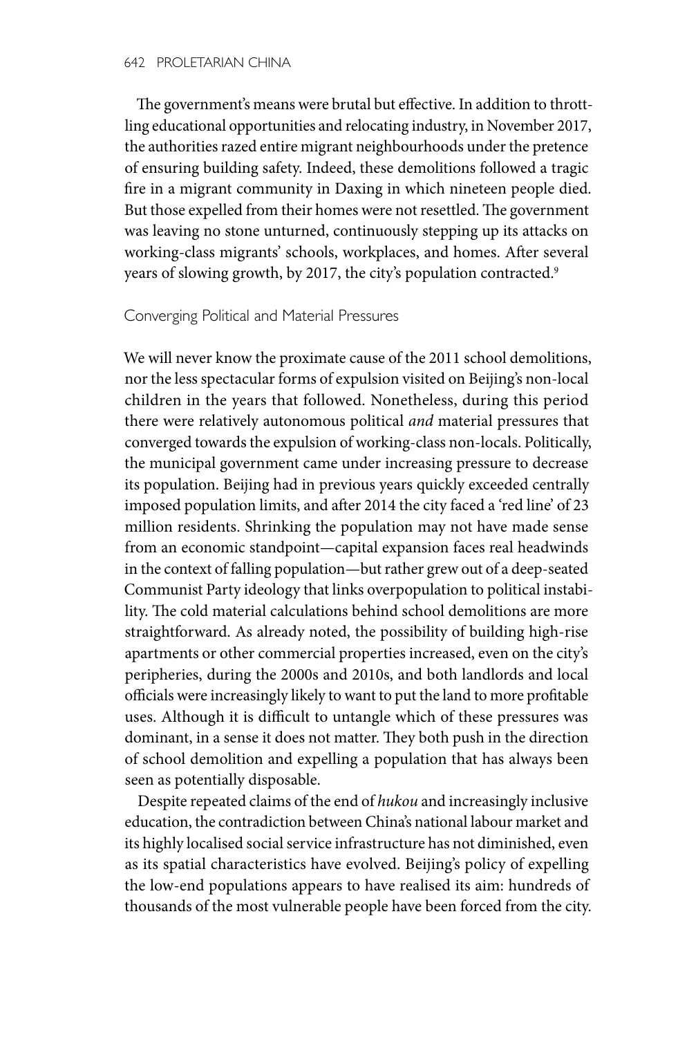The government's means were brutal but effective. In addition to throttling educational opportunities and relocating industry, in November 2017, the authorities razed entire migrant neighbourhoods under the pretence of ensuring building safety. Indeed, these demolitions followed a tragic fire in a migrant community in Daxing in which nineteen people died. But those expelled from their homes were not resettled. The government was leaving no stone unturned, continuously stepping up its attacks on working-class migrants' schools, workplaces, and homes. After several years of slowing growth, by 2017, the city's population contracted.[9]

### Converging Political and Material Pressures

We will never know the proximate cause of the 2011 school demolitions, nor the less spectacular forms of expulsion visited on Beijing's non-local children in the years that followed. Nonetheless, during this period there were relatively autonomous political *and* material pressures that converged towards the expulsion of working-class non-locals. Politically, the municipal government came under increasing pressure to decrease its population. Beijing had in previous years quickly exceeded centrally imposed population limits, and after 2014 the city faced a 'red line' of 23 million residents. Shrinking the population may not have made sense from an economic standpoint—capital expansion faces real headwinds in the context of falling population—but rather grew out of a deep-seated Communist Party ideology that links overpopulation to political instability. The cold material calculations behind school demolitions are more straightforward. As already noted, the possibility of building high-rise apartments or other commercial properties increased, even on the city's peripheries, during the 2000s and 2010s, and both landlords and local officials were increasingly likely to want to put the land to more profitable uses. Although it is difficult to untangle which of these pressures was dominant, in a sense it does not matter. They both push in the direction of school demolition and expelling a population that has always been seen as potentially disposable.

Despite repeated claims of the end of *hukou* and increasingly inclusive education, the contradiction between China's national labour market and its highly localised social service infrastructure has not diminished, even as its spatial characteristics have evolved. Beijing's policy of expelling the low-end populations appears to have realised its aim: hundreds of thousands of the most vulnerable people have been forced from the city.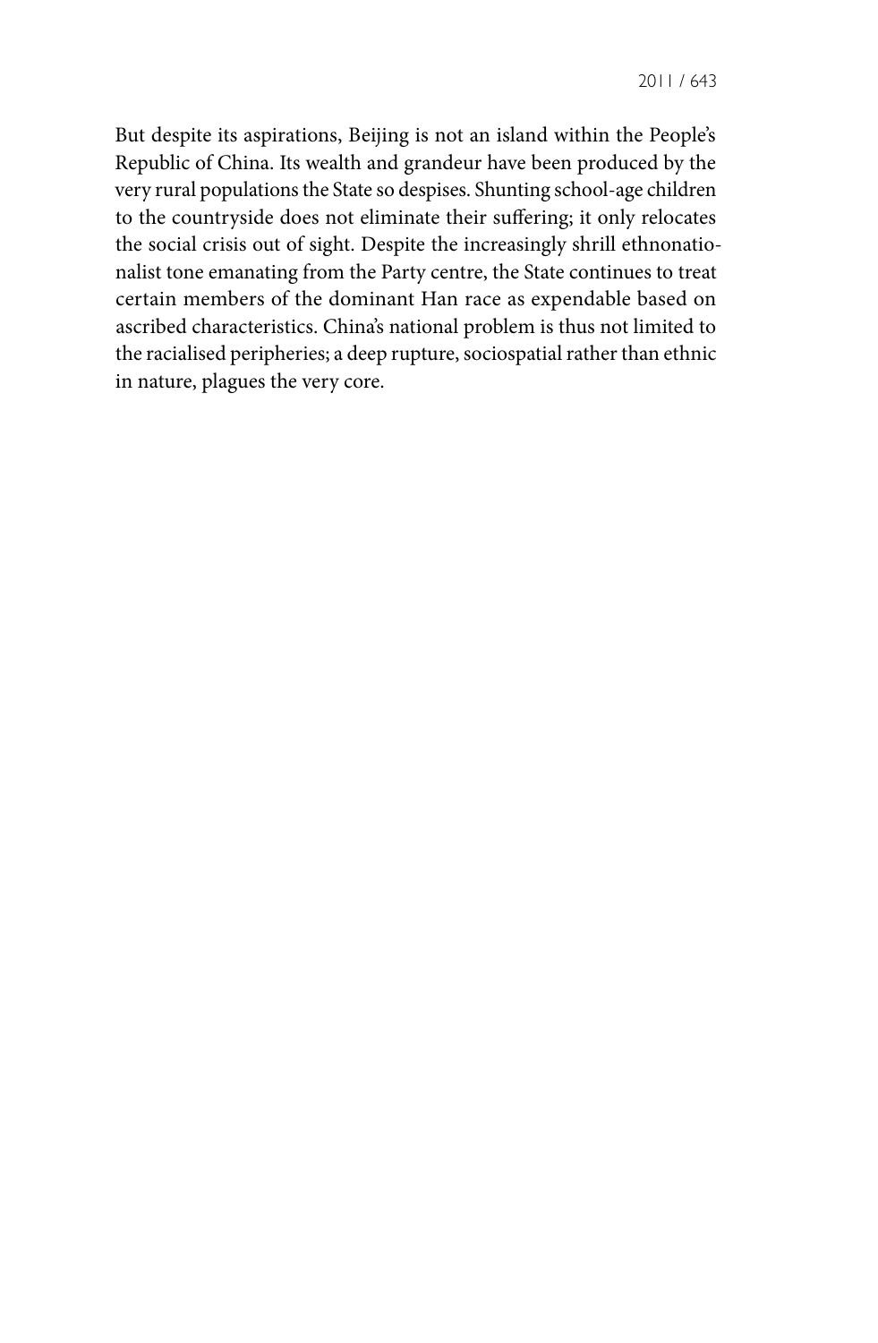But despite its aspirations, Beijing is not an island within the People's Republic of China. Its wealth and grandeur have been produced by the very rural populations the State so despises. Shunting school-age children to the countryside does not eliminate their suffering; it only relocates the social crisis out of sight. Despite the increasingly shrill ethnonationalist tone emanating from the Party centre, the State continues to treat certain members of the dominant Han race as expendable based on ascribed characteristics. China's national problem is thus not limited to the racialised peripheries; a deep rupture, sociospatial rather than ethnic in nature, plagues the very core.